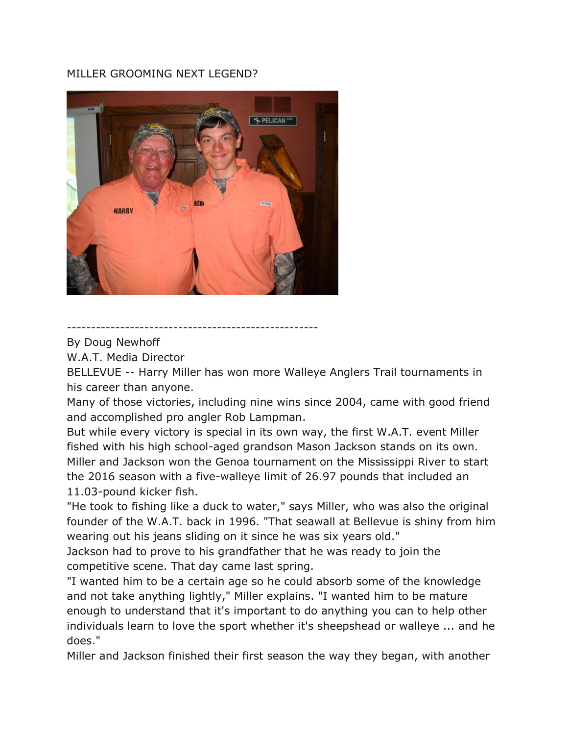# MILLER GROOMING NEXT LEGEND?

----------------------------------------------------

By Doug Newhoff

W.A.T. Media Director

BELLEVUE -- Harry Miller has won more Walleye Anglers Trail tournaments in his career than anyone.

Many of those victories, including nine wins since 2004, came with good friend and accomplished pro angler Rob Lampman.

But while every victory is special in its own way, the first W.A.T. event Miller fished with his high school-aged grandson Mason Jackson stands on its own.

Miller and Jackson won the Genoa tournament on the Mississippi River to start the 2016 season with a five-walleye limit of 26.97 pounds that included an 11.03-pound kicker fish.

"He took to fishing like a duck to water," says Miller, who was also the original founder of the W.A.T. back in 1996. "That seawall at Bellevue is shiny from him wearing out his jeans sliding on it since he was six years old."

Jackson had to prove to his grandfather that he was ready to join the competitive scene. That day came last spring.

"I wanted him to be a certain age so he could absorb some of the knowledge and not take anything lightly," Miller explains. "I wanted him to be mature enough to understand that it's important to do anything you can to help other individuals learn to love the sport whether it's sheepshead or walleye ... and he does."

Miller and Jackson finished their first season the way they began, with another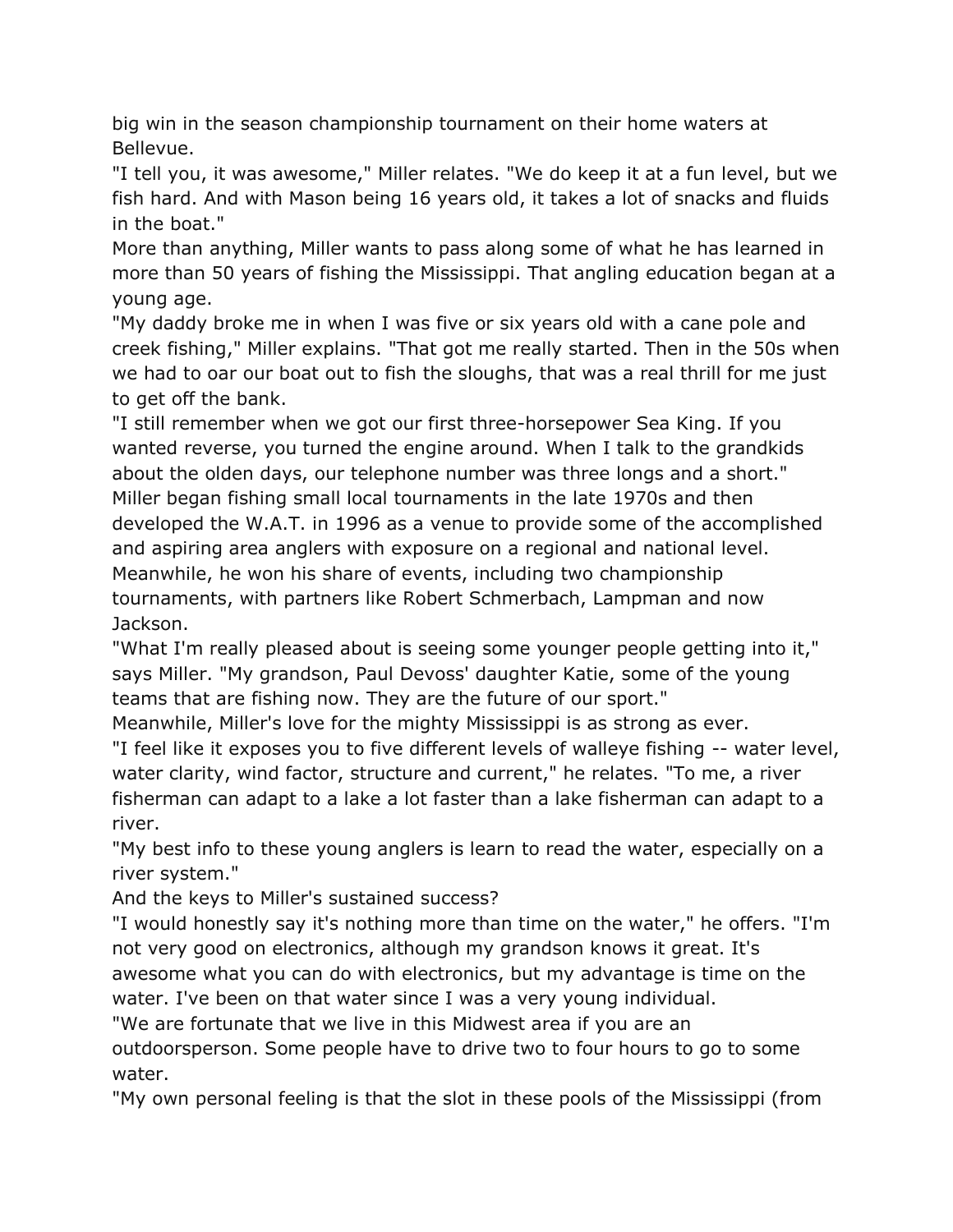big win in the season championship tournament on their home waters at Bellevue.

"I tell you, it was awesome," Miller relates. "We do keep it at a fun level, but we fish hard. And with Mason being 16 years old, it takes a lot of snacks and fluids in the boat."

More than anything, Miller wants to pass along some of what he has learned in more than 50 years of fishing the Mississippi. That angling education began at a young age.

"My daddy broke me in when I was five or six years old with a cane pole and creek fishing," Miller explains. "That got me really started. Then in the 50s when we had to oar our boat out to fish the sloughs, that was a real thrill for me just to get off the bank.

"I still remember when we got our first three-horsepower Sea King. If you wanted reverse, you turned the engine around. When I talk to the grandkids about the olden days, our telephone number was three longs and a short."

Miller began fishing small local tournaments in the late 1970s and then developed the W.A.T. in 1996 as a venue to provide some of the accomplished and aspiring area anglers with exposure on a regional and national level. Meanwhile, he won his share of events, including two championship tournaments, with partners like Robert Schmerbach, Lampman and now Jackson.

"What I'm really pleased about is seeing some younger people getting into it," says Miller. "My grandson, Paul Devoss' daughter Katie, some of the young teams that are fishing now. They are the future of our sport."

Meanwhile, Miller's love for the mighty Mississippi is as strong as ever.

"I feel like it exposes you to five different levels of walleye fishing -- water level, water clarity, wind factor, structure and current," he relates. "To me, a river fisherman can adapt to a lake a lot faster than a lake fisherman can adapt to a river.

"My best info to these young anglers is learn to read the water, especially on a river system."

And the keys to Miller's sustained success?

"I would honestly say it's nothing more than time on the water," he offers. "I'm not very good on electronics, although my grandson knows it great. It's awesome what you can do with electronics, but my advantage is time on the water. I've been on that water since I was a very young individual.

"We are fortunate that we live in this Midwest area if you are an outdoorsperson. Some people have to drive two to four hours to go to some water.

"My own personal feeling is that the slot in these pools of the Mississippi (from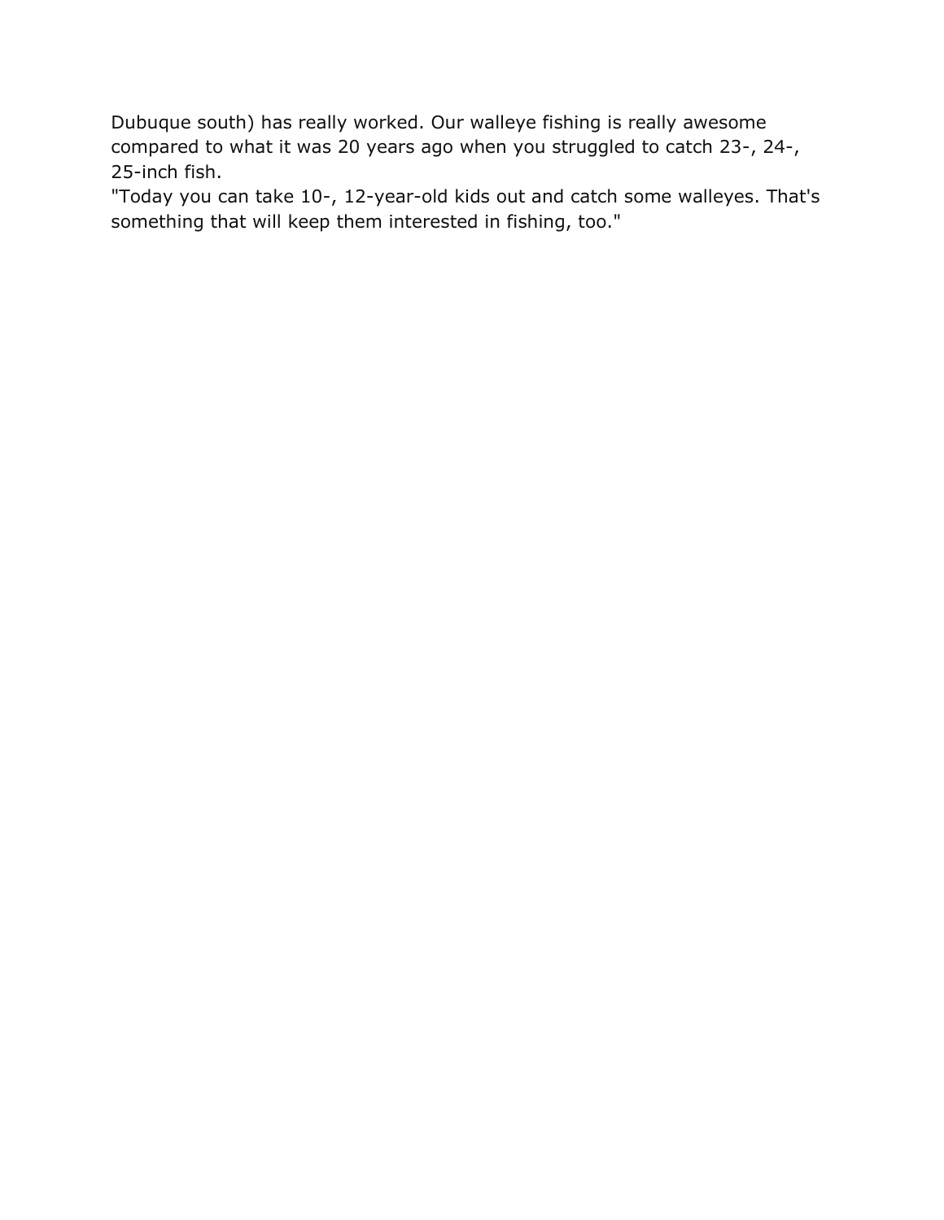Dubuque south) has really worked. Our walleye fishing is really awesome compared to what it was 20 years ago when you struggled to catch 23-, 24-, 25-inch fish.

"Today you can take 10-, 12-year-old kids out and catch some walleyes. That's something that will keep them interested in fishing, too."